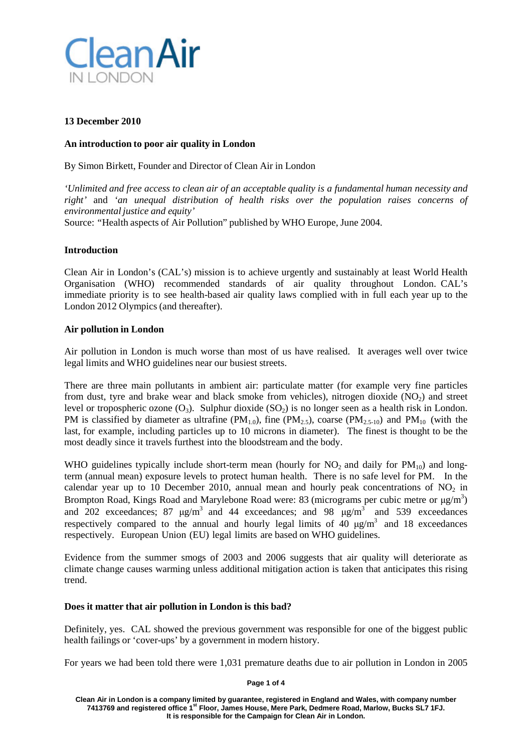Clean Air IN LONDON

**13 December 2010**

**An introduction to poor air quality in London**

By Simon Birkett, Founder and Director of Clean Air in London

*'Unlimited and free access to clean air of an acceptable quality is a fundamental human necessity and right'* and *'an unequal distribution of health risks over the population raises concerns of environmental justice and equity'*
Source: "Health aspects of Air Pollution" published by WHO Europe, June 2004.

**Introduction**

Clean Air in London's (CAL's) mission is to achieve urgently and sustainably at least World Health Organisation (WHO) recommended standards of air quality throughout London. CAL's immediate priority is to see health-based air quality laws complied with in full each year up to the London 2012 Olympics (and thereafter).

**Air pollution in London**

Air pollution in London is much worse than most of us have realised. It averages well over twice legal limits and WHO guidelines near our busiest streets.

There are three main pollutants in ambient air: particulate matter (for example very fine particles from dust, tyre and brake wear and black smoke from vehicles), nitrogen dioxide ($NO_2$) and street level or tropospheric ozone ($O_3$). Sulphur dioxide ($SO_2$) is no longer seen as a health risk in London. PM is classified by diameter as ultrafine ($PM_{1.0}$), fine ($PM_{2.5}$), coarse ($PM_{2.5\text{-}10}$) and $PM_{10}$ (with the last, for example, including particles up to 10 microns in diameter). The finest is thought to be the most deadly since it travels furthest into the bloodstream and the body.

WHO guidelines typically include short-term mean (hourly for $NO_2$ and daily for $PM_{10}$) and long-term (annual mean) exposure levels to protect human health. There is no safe level for PM. In the calendar year up to 10 December 2010, annual mean and hourly peak concentrations of $NO_2$ in Brompton Road, Kings Road and Marylebone Road were: 83 (micrograms per cubic metre or $\mu g/m^3$) and 202 exceedances; 87 $\mu g/m^3$ and 44 exceedances; and 98 $\mu g/m^3$ and 539 exceedances respectively compared to the annual and hourly legal limits of 40 $\mu g/m^3$ and 18 exceedances respectively. European Union (EU) legal limits are based on WHO guidelines.

Evidence from the summer smogs of 2003 and 2006 suggests that air quality will deteriorate as climate change causes warming unless additional mitigation action is taken that anticipates this rising trend.

**Does it matter that air pollution in London is this bad?**

Definitely, yes. CAL showed the previous government was responsible for one of the biggest public health failings or 'cover-ups' by a government in modern history.

For years we had been told there were 1,031 premature deaths due to air pollution in London in 2005

Clean Air in London is a company limited by guarantee, registered in England and Wales, with company number 7413769 and registered office 1st Floor, James House, Mere Park, Dedmere Road, Marlow, Bucks SL7 1FJ. It is responsible for the Campaign for Clean Air in London.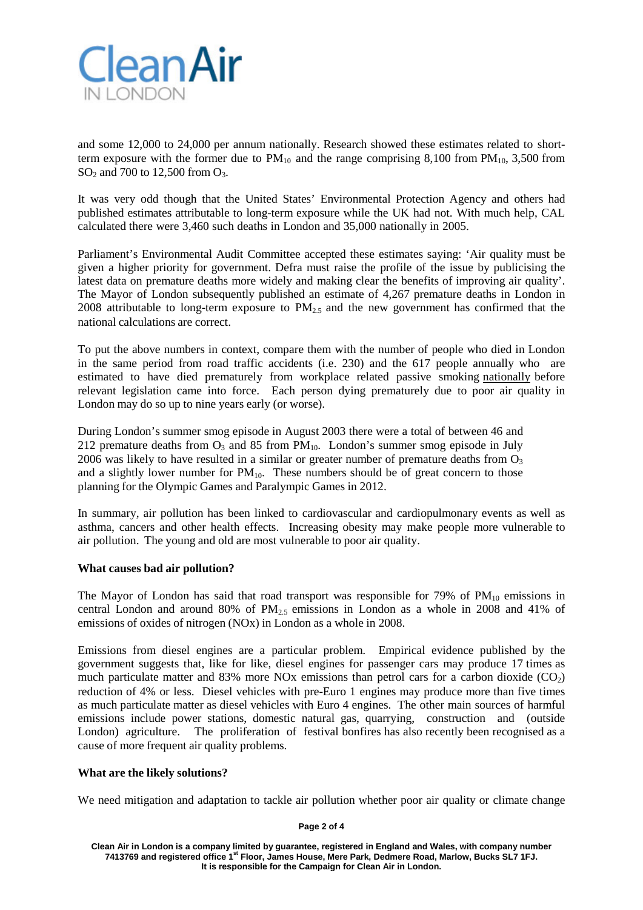and some 12,000 to 24,000 per annum nationally. Research showed these estimates related to short-term exposure with the former due to $PM_{10}$ and the range comprising 8,100 from $PM_{10}$, 3,500 from $SO_2$ and 700 to 12,500 from $O_3$.

It was very odd though that the United States' Environmental Protection Agency and others had published estimates attributable to long-term exposure while the UK had not. With much help, CAL calculated there were 3,460 such deaths in London and 35,000 nationally in 2005.

Parliament's Environmental Audit Committee accepted these estimates saying: 'Air quality must be given a higher priority for government. Defra must raise the profile of the issue by publicising the latest data on premature deaths more widely and making clear the benefits of improving air quality'. The Mayor of London subsequently published an estimate of 4,267 premature deaths in London in 2008 attributable to long-term exposure to $PM_{2.5}$ and the new government has confirmed that the national calculations are correct.

To put the above numbers in context, compare them with the number of people who died in London in the same period from road traffic accidents (i.e. 230) and the 617 people annually who are estimated to have died prematurely from workplace related passive smoking nationally before relevant legislation came into force. Each person dying prematurely due to poor air quality in London may do so up to nine years early (or worse).

During London's summer smog episode in August 2003 there were a total of between 46 and 212 premature deaths from $O_3$ and 85 from $PM_{10}$. London's summer smog episode in July 2006 was likely to have resulted in a similar or greater number of premature deaths from $O_3$ and a slightly lower number for $PM_{10}$. These numbers should be of great concern to those planning for the Olympic Games and Paralympic Games in 2012.

In summary, air pollution has been linked to cardiovascular and cardiopulmonary events as well as asthma, cancers and other health effects. Increasing obesity may make people more vulnerable to air pollution. The young and old are most vulnerable to poor air quality.

**What causes bad air pollution?**

The Mayor of London has said that road transport was responsible for 79% of $PM_{10}$ emissions in central London and around 80% of $PM_{2.5}$ emissions in London as a whole in 2008 and 41% of emissions of oxides of nitrogen (NOx) in London as a whole in 2008.

Emissions from diesel engines are a particular problem. Empirical evidence published by the government suggests that, like for like, diesel engines for passenger cars may produce 17 times as much particulate matter and 83% more NOx emissions than petrol cars for a carbon dioxide ($CO_2$) reduction of 4% or less. Diesel vehicles with pre-Euro 1 engines may produce more than five times as much particulate matter as diesel vehicles with Euro 4 engines. The other main sources of harmful emissions include power stations, domestic natural gas, quarrying, construction and (outside London) agriculture. The proliferation of festival bonfires has also recently been recognised as a cause of more frequent air quality problems.

**What are the likely solutions?**

We need mitigation and adaptation to tackle air pollution whether poor air quality or climate change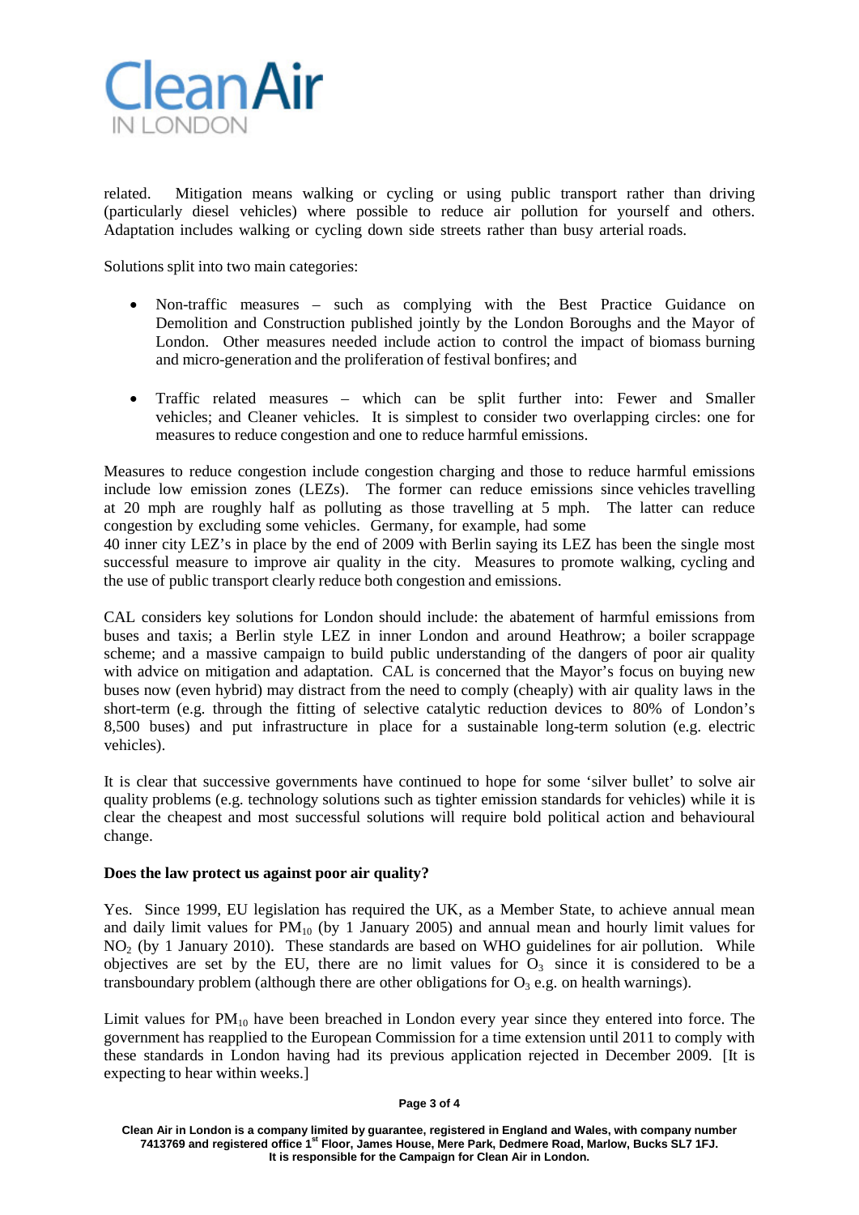related. Mitigation means walking or cycling or using public transport rather than driving (particularly diesel vehicles) where possible to reduce air pollution for yourself and others. Adaptation includes walking or cycling down side streets rather than busy arterial roads.

Solutions split into two main categories:

- Non-traffic measures – such as complying with the Best Practice Guidance on Demolition and Construction published jointly by the London Boroughs and the Mayor of London. Other measures needed include action to control the impact of biomass burning and micro-generation and the proliferation of festival bonfires; and

- Traffic related measures – which can be split further into: Fewer and Smaller vehicles; and Cleaner vehicles. It is simplest to consider two overlapping circles: one for measures to reduce congestion and one to reduce harmful emissions.

Measures to reduce congestion include congestion charging and those to reduce harmful emissions include low emission zones (LEZs). The former can reduce emissions since vehicles travelling at 20 mph are roughly half as polluting as those travelling at 5 mph. The latter can reduce congestion by excluding some vehicles. Germany, for example, had some
40 inner city LEZ's in place by the end of 2009 with Berlin saying its LEZ has been the single most successful measure to improve air quality in the city. Measures to promote walking, cycling and the use of public transport clearly reduce both congestion and emissions.

CAL considers key solutions for London should include: the abatement of harmful emissions from buses and taxis; a Berlin style LEZ in inner London and around Heathrow; a boiler scrappage scheme; and a massive campaign to build public understanding of the dangers of poor air quality with advice on mitigation and adaptation. CAL is concerned that the Mayor's focus on buying new buses now (even hybrid) may distract from the need to comply (cheaply) with air quality laws in the short-term (e.g. through the fitting of selective catalytic reduction devices to 80% of London's 8,500 buses) and put infrastructure in place for a sustainable long-term solution (e.g. electric vehicles).

It is clear that successive governments have continued to hope for some 'silver bullet' to solve air quality problems (e.g. technology solutions such as tighter emission standards for vehicles) while it is clear the cheapest and most successful solutions will require bold political action and behavioural change.

**Does the law protect us against poor air quality?**

Yes. Since 1999, EU legislation has required the UK, as a Member State, to achieve annual mean and daily limit values for $PM_{10}$ (by 1 January 2005) and annual mean and hourly limit values for $NO_2$ (by 1 January 2010). These standards are based on WHO guidelines for air pollution. While objectives are set by the EU, there are no limit values for $O_3$ since it is considered to be a transboundary problem (although there are other obligations for $O_3$ e.g. on health warnings).

Limit values for $PM_{10}$ have been breached in London every year since they entered into force. The government has reapplied to the European Commission for a time extension until 2011 to comply with these standards in London having had its previous application rejected in December 2009. [It is expecting to hear within weeks.]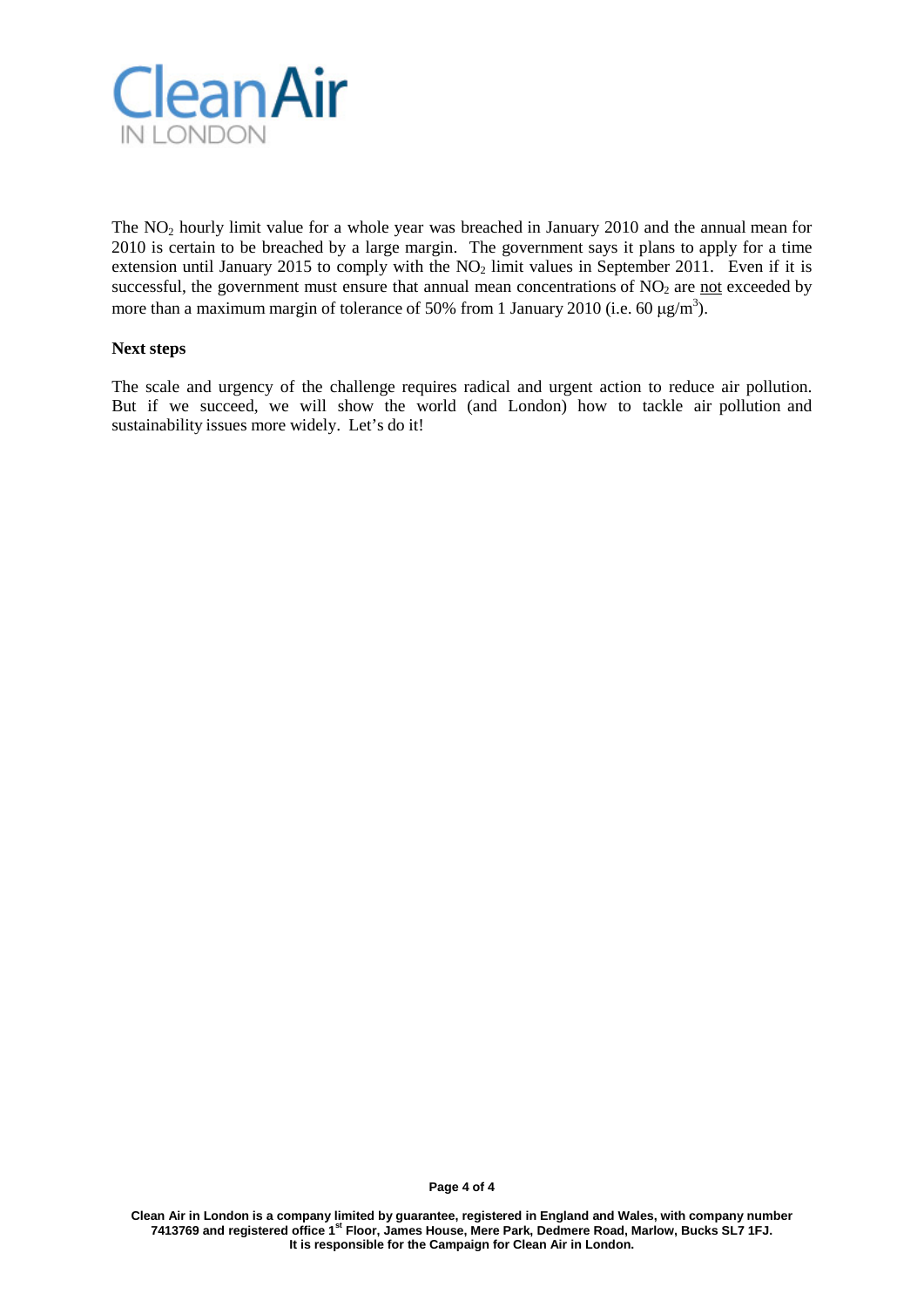The $NO_2$ hourly limit value for a whole year was breached in January 2010 and the annual mean for 2010 is certain to be breached by a large margin. The government says it plans to apply for a time extension until January 2015 to comply with the $NO_2$ limit values in September 2011. Even if it is successful, the government must ensure that annual mean concentrations of $NO_2$ are not exceeded by more than a maximum margin of tolerance of 50% from 1 January 2010 (i.e. 60 $\mu g/m^3$).

**Next steps**

The scale and urgency of the challenge requires radical and urgent action to reduce air pollution. But if we succeed, we will show the world (and London) how to tackle air pollution and sustainability issues more widely. Let's do it!